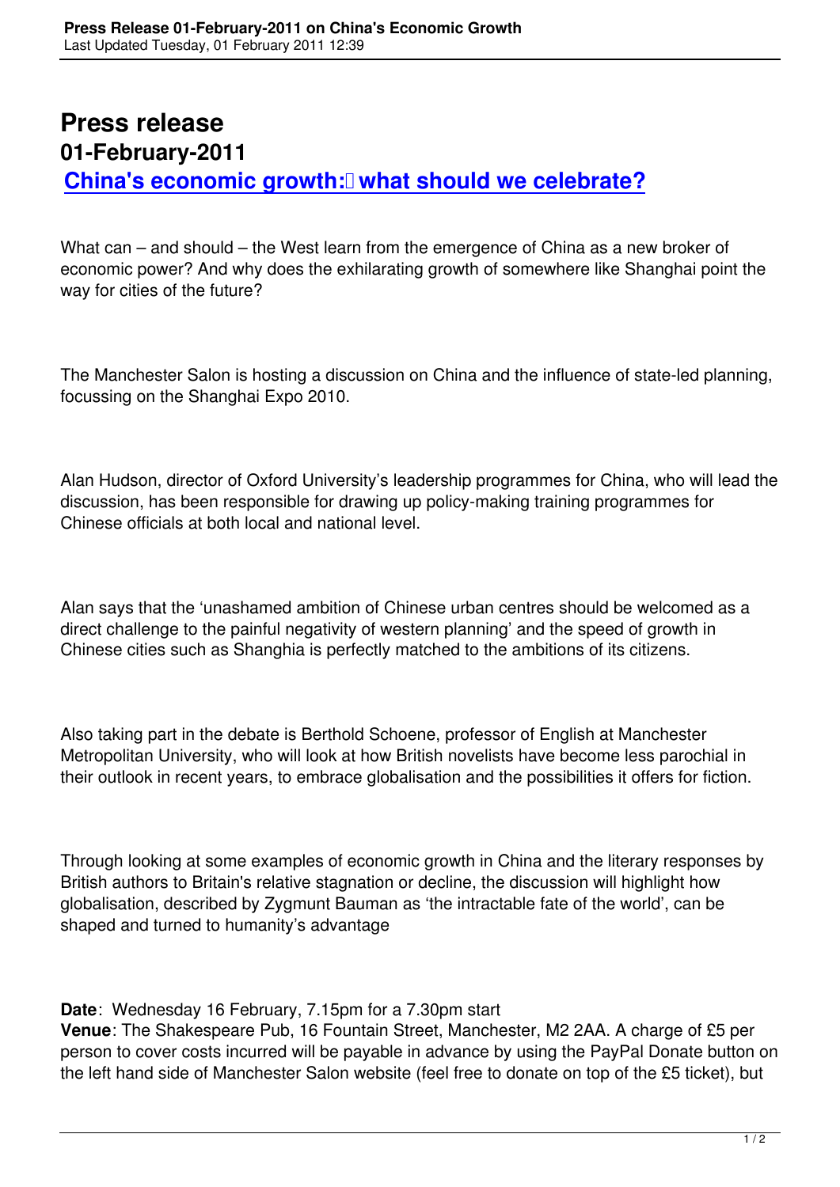# Press release

## 01-February-2011

## [China's economic growth: what should we celebrate?]

What can – and should – the West learn from the emergence of China as a new broker of economic power? And why does the exhilarating growth of somewhere like Shanghai point the way for cities of the future?

The Manchester Salon is hosting a discussion on China and the influence of state-led planning, focussing on the Shanghai Expo 2010.

Alan Hudson, director of Oxford University's leadership programmes for China, who will lead the discussion, has been responsible for drawing up policy-making training programmes for Chinese officials at both local and national level.

Alan says that the 'unashamed ambition of Chinese urban centres should be welcomed as a direct challenge to the painful negativity of western planning' and the speed of growth in Chinese cities such as Shanghia is perfectly matched to the ambitions of its citizens.

Also taking part in the debate is Berthold Schoene, professor of English at Manchester Metropolitan University, who will look at how British novelists have become less parochial in their outlook in recent years, to embrace globalisation and the possibilities it offers for fiction.

Through looking at some examples of economic growth in China and the literary responses by British authors to Britain's relative stagnation or decline, the discussion will highlight how globalisation, described by Zygmunt Bauman as 'the intractable fate of the world', can be shaped and turned to humanity's advantage

**Date**: Wednesday 16 February, 7.15pm for a 7.30pm start
**Venue**: The Shakespeare Pub, 16 Fountain Street, Manchester, M2 2AA. A charge of £5 per person to cover costs incurred will be payable in advance by using the PayPal Donate button on the left hand side of Manchester Salon website (feel free to donate on top of the £5 ticket), but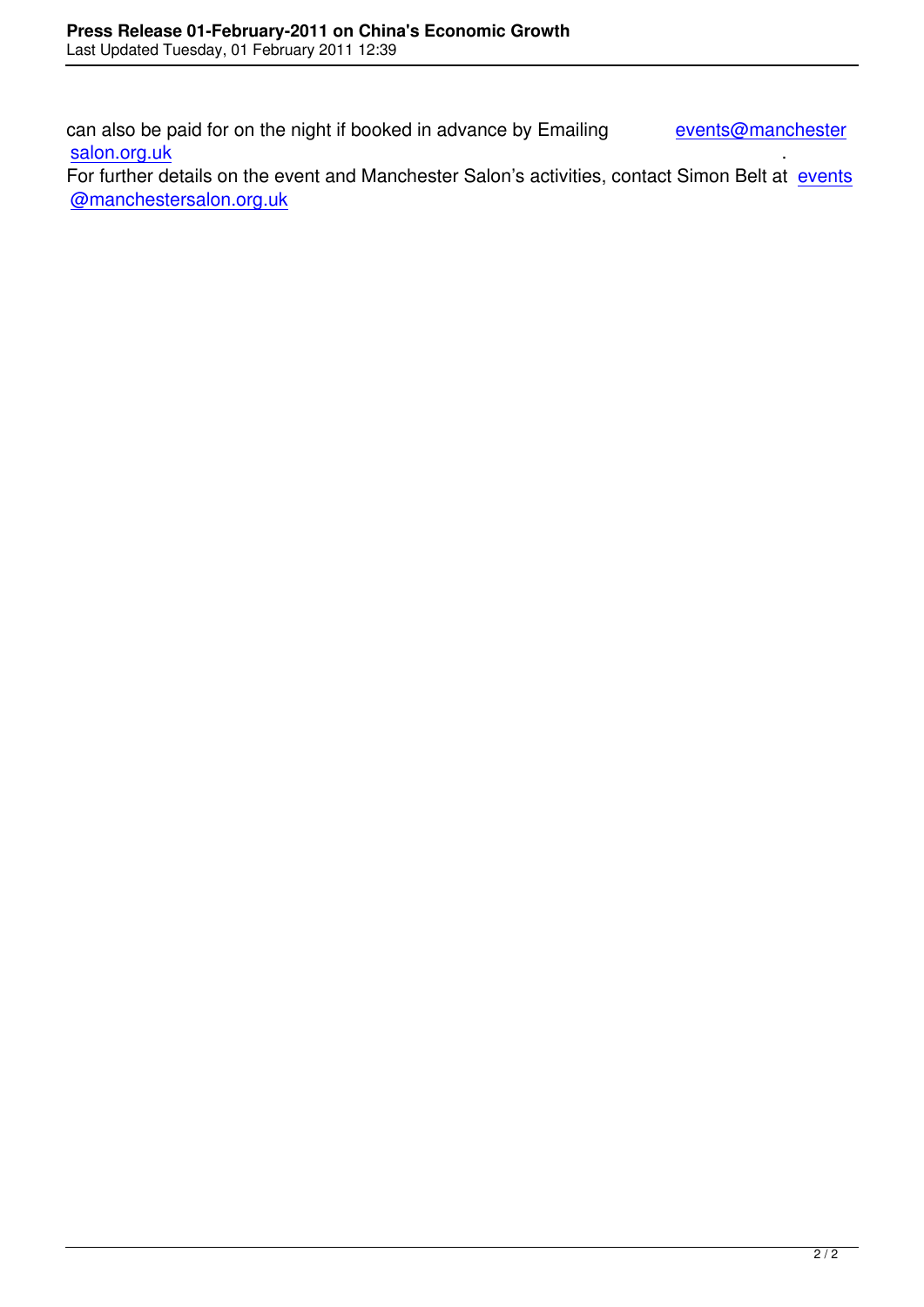can also be paid for on the night if booked in advance by Emailing events@manchestersalon.org.uk.

For further details on the event and Manchester Salon's activities, contact Simon Belt at events@manchestersalon.org.uk